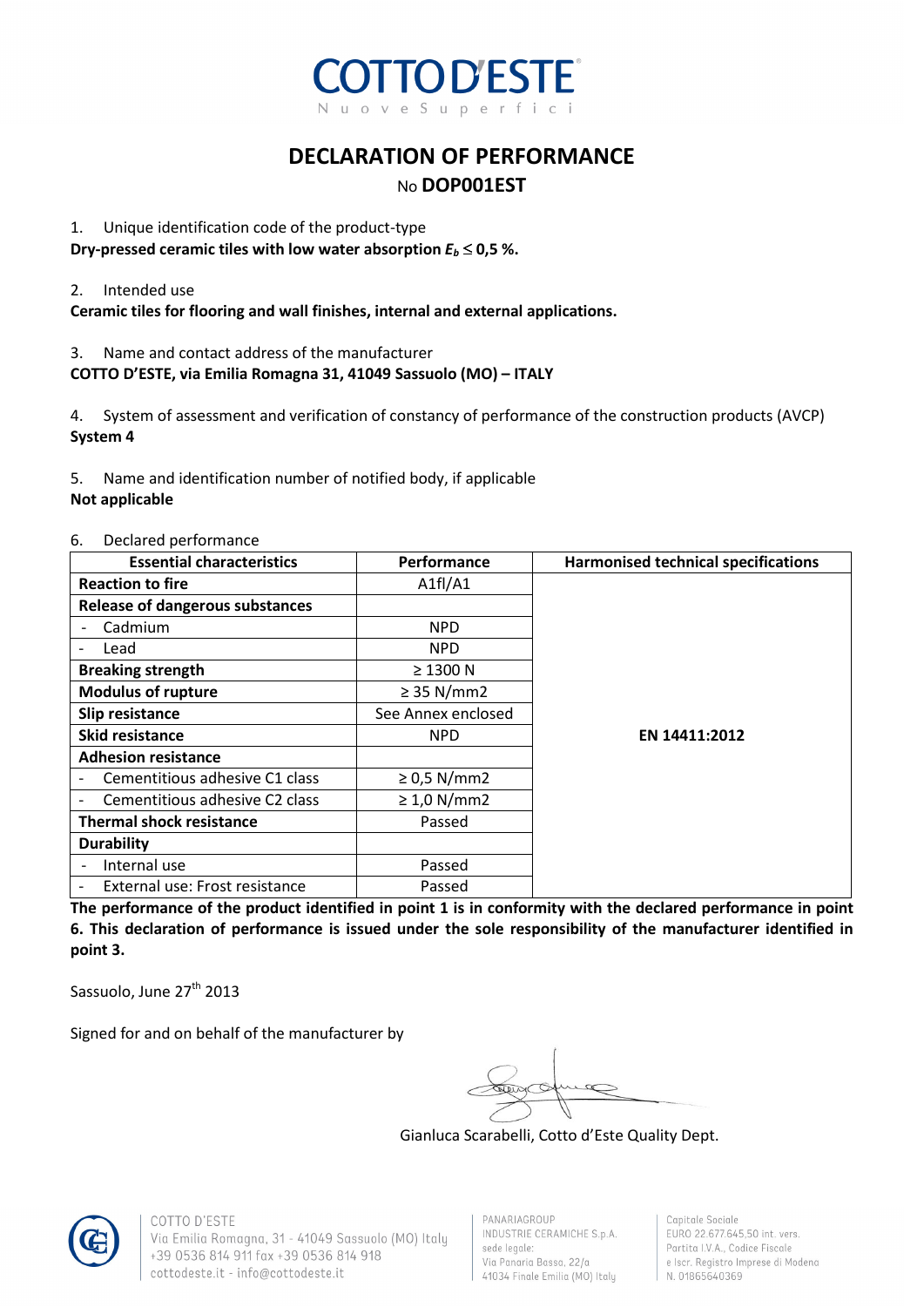# COTTO D'ESTE

Nuove Superfici

## DECLARATION OF PERFORMANCE

No **DOP001EST**

1. Unique identification code of the product-type

**Dry-pressed ceramic tiles with low water absorption $E_b \leq 0,5$ %.**

2. Intended use

**Ceramic tiles for flooring and wall finishes, internal and external applications.**

3. Name and contact address of the manufacturer

**COTTO D'ESTE, via Emilia Romagna 31, 41049 Sassuolo (MO) – ITALY**

4. System of assessment and verification of constancy of performance of the construction products (AVCP)

**System 4**

5. Name and identification number of notified body, if applicable

**Not applicable**

6. Declared performance

| Essential characteristics | Performance | Harmonised technical specifications |
|---|---|---|
| **Reaction to fire** | A1fl/A1 | **EN 14411:2012** |
| **Release of dangerous substances** | | |
| - Cadmium | NPD | |
| - Lead | NPD | |
| **Breaking strength** | ≥ 1300 N | |
| **Modulus of rupture** | ≥ 35 N/mm2 | |
| **Slip resistance** | See Annex enclosed | |
| **Skid resistance** | NPD | |
| **Adhesion resistance** | | |
| - Cementitious adhesive C1 class | ≥ 0,5 N/mm2 | |
| - Cementitious adhesive C2 class | ≥ 1,0 N/mm2 | |
| **Thermal shock resistance** | Passed | |
| **Durability** | | |
| - Internal use | Passed | |
| - External use: Frost resistance | Passed | |

**The performance of the product identified in point 1 is in conformity with the declared performance in point 6. This declaration of performance is issued under the sole responsibility of the manufacturer identified in point 3.**

Sassuolo, June 27th 2013

Signed for and on behalf of the manufacturer by

Gianluca Scarabelli, Cotto d'Este Quality Dept.

COTTO D'ESTE
Via Emilia Romagna, 31 - 41049 Sassuolo (MO) Italy
+39 0536 814 911 fax +39 0536 814 918
cottodeste.it - info@cottodeste.it

PANARIAGROUP
INDUSTRIE CERAMICHE S.p.A.
sede legale:
Via Panaria Bassa, 22/a
41034 Finale Emilia (MO) Italy

Capitale Sociale
EURO 22.677.645,50 int. vers.
Partita I.V.A., Codice Fiscale
e Iscr. Registro Imprese di Modena
N. 01865640369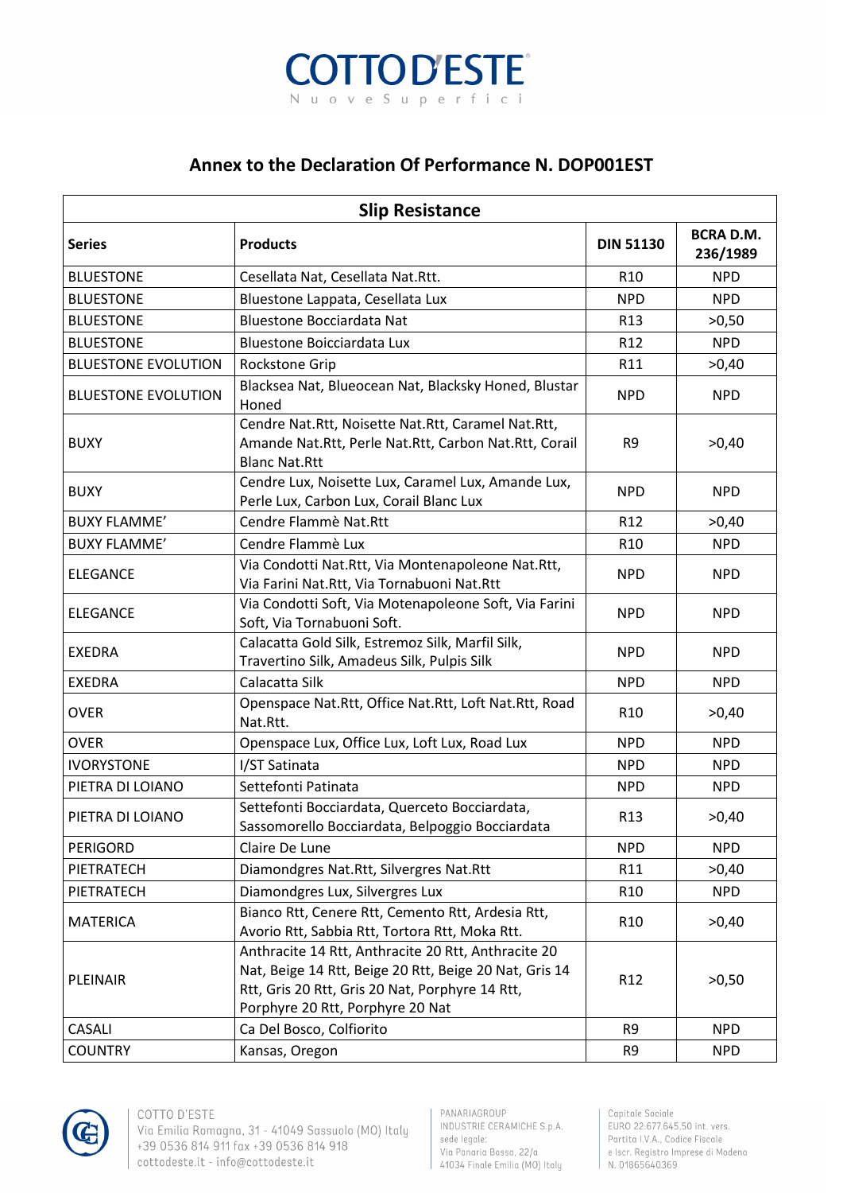# COTTO D'ESTE

Nuove Superfici

## Annex to the Declaration Of Performance N. DOP001EST

| Slip Resistance | | | |
|---|---|---|---|
| **Series** | **Products** | **DIN 51130** | **BCRA D.M. 236/1989** |
| BLUESTONE | Cesellata Nat, Cesellata Nat.Rtt. | R10 | NPD |
| BLUESTONE | Bluestone Lappata, Cesellata Lux | NPD | NPD |
| BLUESTONE | Bluestone Bocciardata Nat | R13 | >0,50 |
| BLUESTONE | Bluestone Boicciardata Lux | R12 | NPD |
| BLUESTONE EVOLUTION | Rockstone Grip | R11 | >0,40 |
| BLUESTONE EVOLUTION | Blacksea Nat, Blueocean Nat, Blacksky Honed, Blustar Honed | NPD | NPD |
| BUXY | Cendre Nat.Rtt, Noisette Nat.Rtt, Caramel Nat.Rtt, Amande Nat.Rtt, Perle Nat.Rtt, Carbon Nat.Rtt, Corail Blanc Nat.Rtt | R9 | >0,40 |
| BUXY | Cendre Lux, Noisette Lux, Caramel Lux, Amande Lux, Perle Lux, Carbon Lux, Corail Blanc Lux | NPD | NPD |
| BUXY FLAMME' | Cendre Flammè Nat.Rtt | R12 | >0,40 |
| BUXY FLAMME' | Cendre Flammè Lux | R10 | NPD |
| ELEGANCE | Via Condotti Nat.Rtt, Via Montenapoleone Nat.Rtt, Via Farini Nat.Rtt, Via Tornabuoni Nat.Rtt | NPD | NPD |
| ELEGANCE | Via Condotti Soft, Via Motenapoleone Soft, Via Farini Soft, Via Tornabuoni Soft. | NPD | NPD |
| EXEDRA | Calacatta Gold Silk, Estremoz Silk, Marfil Silk, Travertino Silk, Amadeus Silk, Pulpis Silk | NPD | NPD |
| EXEDRA | Calacatta Silk | NPD | NPD |
| OVER | Openspace Nat.Rtt, Office Nat.Rtt, Loft Nat.Rtt, Road Nat.Rtt. | R10 | >0,40 |
| OVER | Openspace Lux, Office Lux, Loft Lux, Road Lux | NPD | NPD |
| IVORYSTONE | I/ST Satinata | NPD | NPD |
| PIETRA DI LOIANO | Settefonti Patinata | NPD | NPD |
| PIETRA DI LOIANO | Settefonti Bocciardata, Querceto Bocciardata, Sassomorello Bocciardata, Belpoggio Bocciardata | R13 | >0,40 |
| PERIGORD | Claire De Lune | NPD | NPD |
| PIETRATECH | Diamondgres Nat.Rtt, Silvergres Nat.Rtt | R11 | >0,40 |
| PIETRATECH | Diamondgres Lux, Silvergres Lux | R10 | NPD |
| MATERICA | Bianco Rtt, Cenere Rtt, Cemento Rtt, Ardesia Rtt, Avorio Rtt, Sabbia Rtt, Tortora Rtt, Moka Rtt. | R10 | >0,40 |
| PLEINAIR | Anthracite 14 Rtt, Anthracite 20 Rtt, Anthracite 20 Nat, Beige 14 Rtt, Beige 20 Rtt, Beige 20 Nat, Gris 14 Rtt, Gris 20 Rtt, Gris 20 Nat, Porphyre 14 Rtt, Porphyre 20 Rtt, Porphyre 20 Nat | R12 | >0,50 |
| CASALI | Ca Del Bosco, Colfiorito | R9 | NPD |
| COUNTRY | Kansas, Oregon | R9 | NPD |

COTTO D'ESTE
Via Emilia Romagna, 31 - 41049 Sassuolo (MO) Italy
+39 0536 814 911 fax +39 0536 814 918
cottodeste.it - info@cottodeste.it

PANARIAGROUP
INDUSTRIE CERAMICHE S.p.A.
sede legale:
Via Panaria Bassa, 22/a
41034 Finale Emilia (MO) Italy

Capitale Sociale
EURO 22.677.645,50 int. vers.
Partita I.V.A., Codice Fiscale
e Iscr. Registro Imprese di Modena
N. 01865640369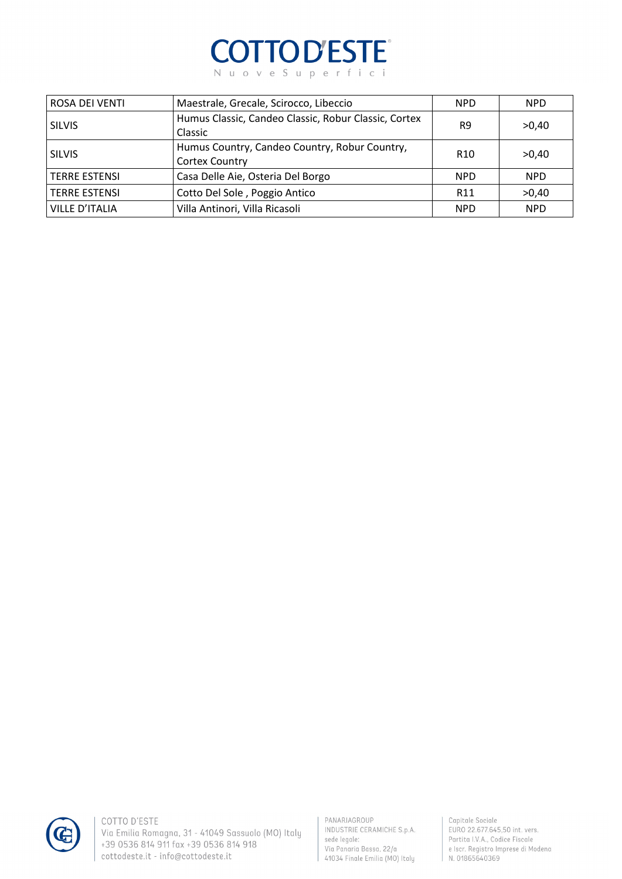| | | | |
|---|---|---|---|
| ROSA DEI VENTI | Maestrale, Grecale, Scirocco, Libeccio | NPD | NPD |
| SILVIS | Humus Classic, Candeo Classic, Robur Classic, Cortex Classic | R9 | >0,40 |
| SILVIS | Humus Country, Candeo Country, Robur Country, Cortex Country | R10 | >0,40 |
| TERRE ESTENSI | Casa Delle Aie, Osteria Del Borgo | NPD | NPD |
| TERRE ESTENSI | Cotto Del Sole , Poggio Antico | R11 | >0,40 |
| VILLE D'ITALIA | Villa Antinori, Villa Ricasoli | NPD | NPD |